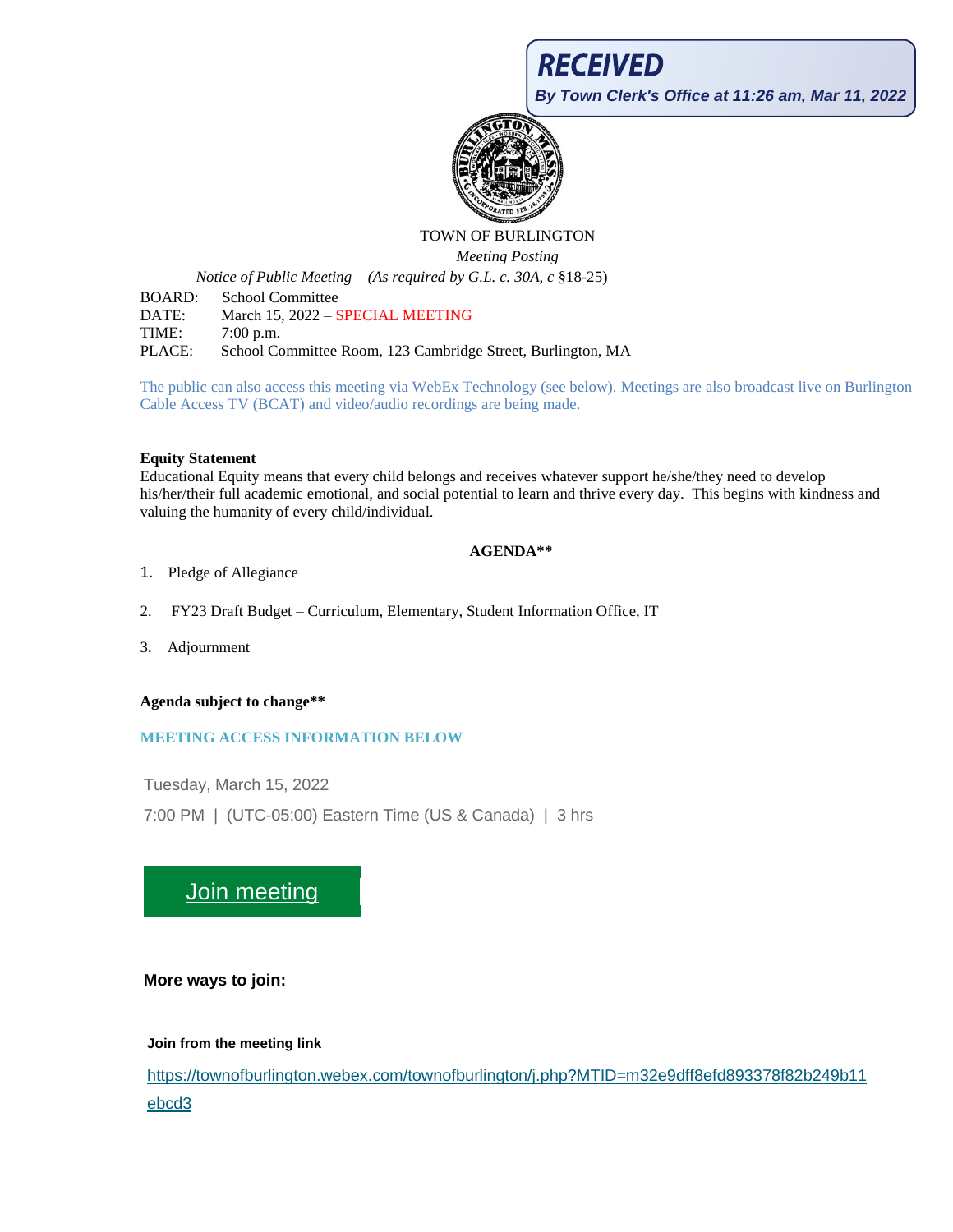**RECEIVED**

*By Town Clerk's Office at 11:26 am, Mar 11, 2022*

TOWN OF BURLINGTON

*Meeting Posting*

*Notice of Public Meeting – (As required by G.L. c. 30A, c* §18-25)

BOARD: School Committee
DATE: March 15, 2022 – SPECIAL MEETING
TIME: 7:00 p.m.
PLACE: School Committee Room, 123 Cambridge Street, Burlington, MA

The public can also access this meeting via WebEx Technology (see below). Meetings are also broadcast live on Burlington Cable Access TV (BCAT) and video/audio recordings are being made.

**Equity Statement**

Educational Equity means that every child belongs and receives whatever support he/she/they need to develop his/her/their full academic emotional, and social potential to learn and thrive every day. This begins with kindness and valuing the humanity of every child/individual.

**AGENDA****

1. Pledge of Allegiance
2. FY23 Draft Budget – Curriculum, Elementary, Student Information Office, IT
3. Adjournment

**Agenda subject to change****

**MEETING ACCESS INFORMATION BELOW**

Tuesday, March 15, 2022

7:00 PM | (UTC-05:00) Eastern Time (US & Canada) | 3 hrs

Join meeting

**More ways to join:**

**Join from the meeting link**

https://townofburlington.webex.com/townofburlington/j.php?MTID=m32e9dff8efd893378f82b249b11ebcd3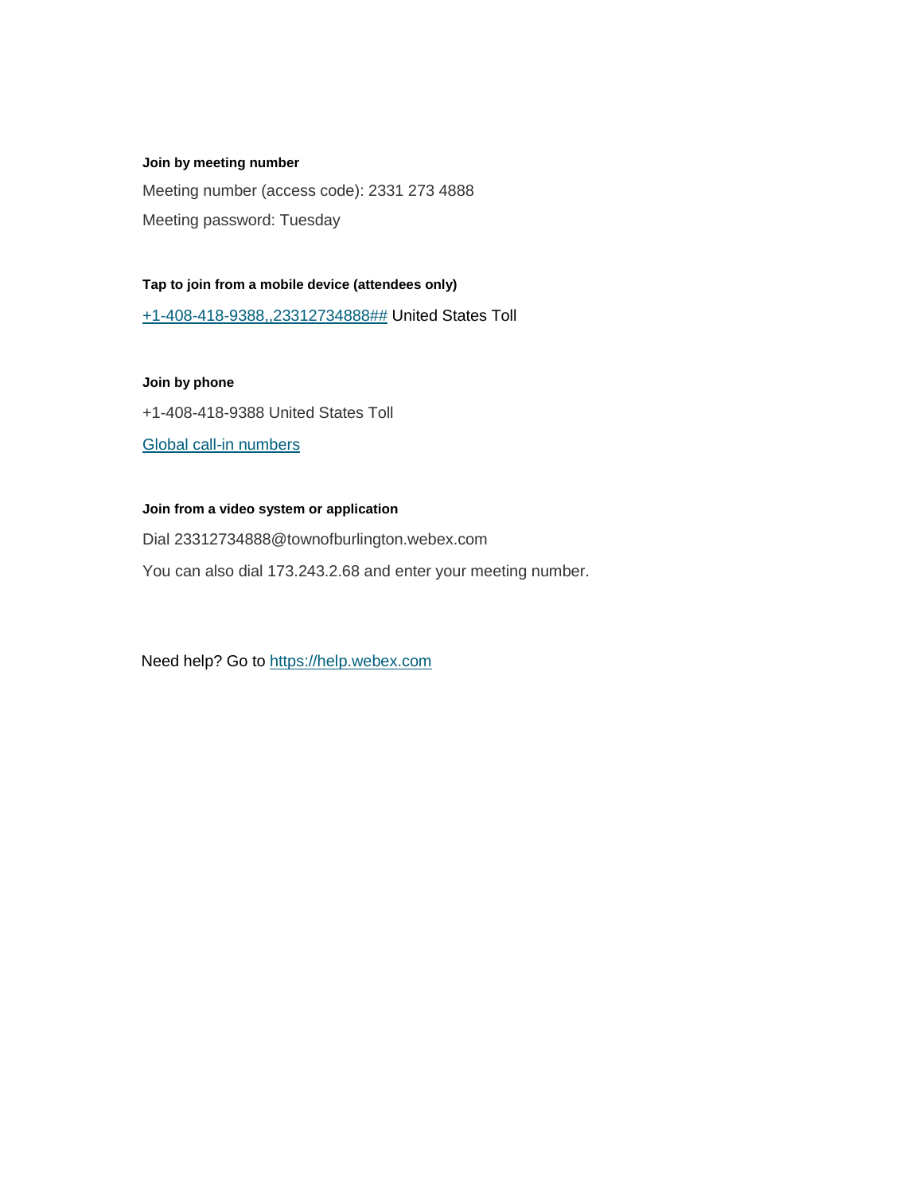**Join by meeting number**

Meeting number (access code): 2331 273 4888

Meeting password: Tuesday

**Tap to join from a mobile device (attendees only)**

+1-408-418-9388,,23312734888## United States Toll

**Join by phone**

+1-408-418-9388 United States Toll

Global call-in numbers

**Join from a video system or application**

Dial 23312734888@townofburlington.webex.com

You can also dial 173.243.2.68 and enter your meeting number.

Need help? Go to https://help.webex.com